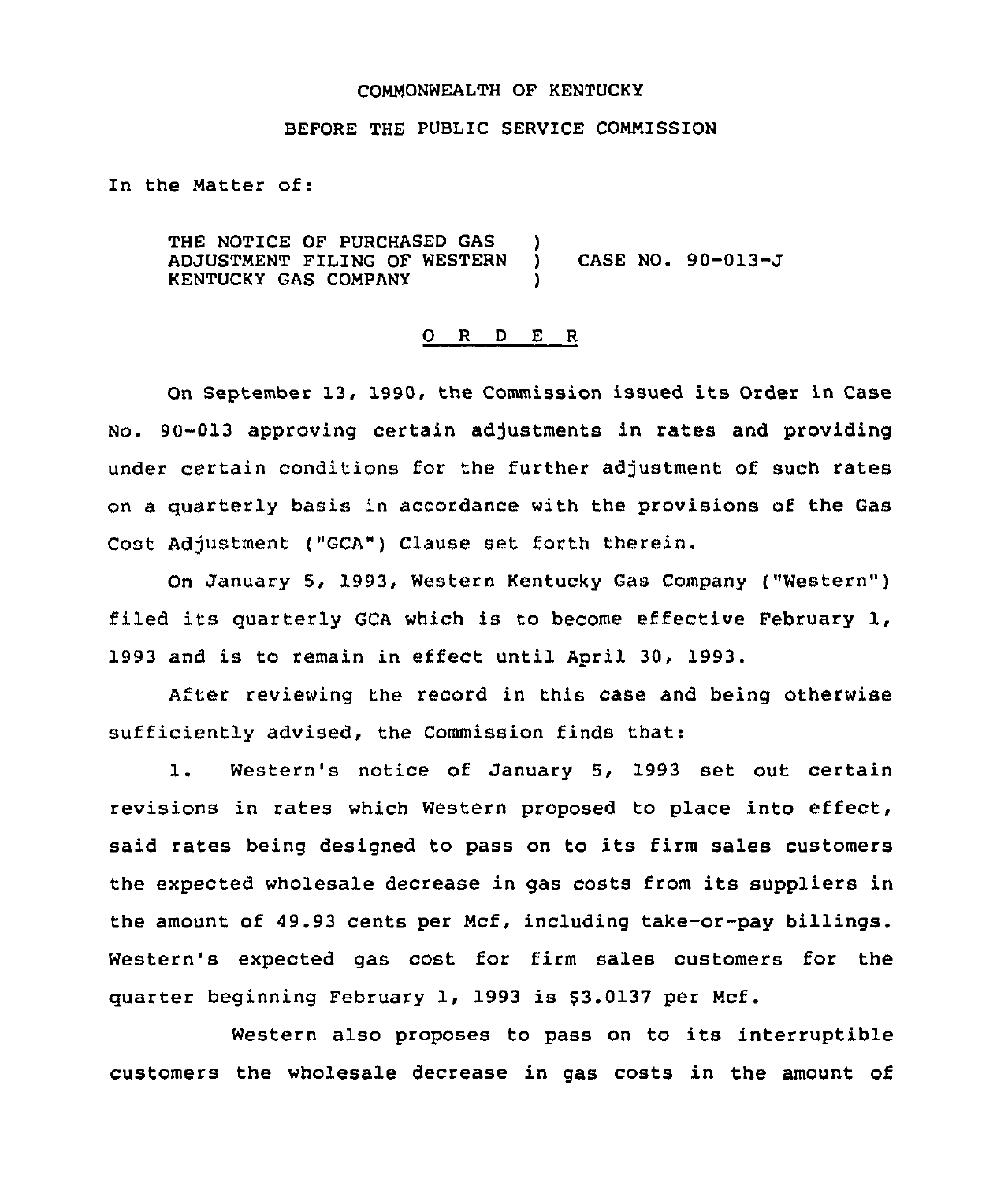COMMONWEALTH OF KENTUCKY

BEFORE THE PUBLIC SERVICE COMMISSION

In the Matter of:

THE NOTICE OF PURCHASED GAS ADJUSTMENT FILING OF WESTERN KENTUCKY GAS COMPANY ) CASE NO. 90-013-J

## O R D E R

On September 13, 1990, the Commission issued its Order in Case No. 90-013 approving certain adjustments in rates and providing under certain conditions for the further adjustment of such rates on a quarterly basis in accordance with the provisions of the Gas Cost Adjustment ("GCA") Clause set forth therein.

On January 5, 1993, Western Kentucky Gas Company ("Western") filed its quarterly GCA which is to become effective February 1, 1993 and is to remain in effect until April 30, 1993.

After reviewing the record in this case and being otherwise sufficiently advised, the Commission finds that:

1. Western's notice of January 5, 1993 set out certain revisions in rates which Western proposed to place into effect, said rates being designed to pass on to its firm sales customers the expected wholesale decrease in gas costs from its suppliers in the amount of 49.93 cents per Mcf, including take-or-pay billings. Western's expected gas cost for firm sales customers for the quarter beginning February 1, 1993 is $3.0137 per Mcf.

Western also proposes to pass on to its interruptible customers the wholesale decrease in gas costs in the amount of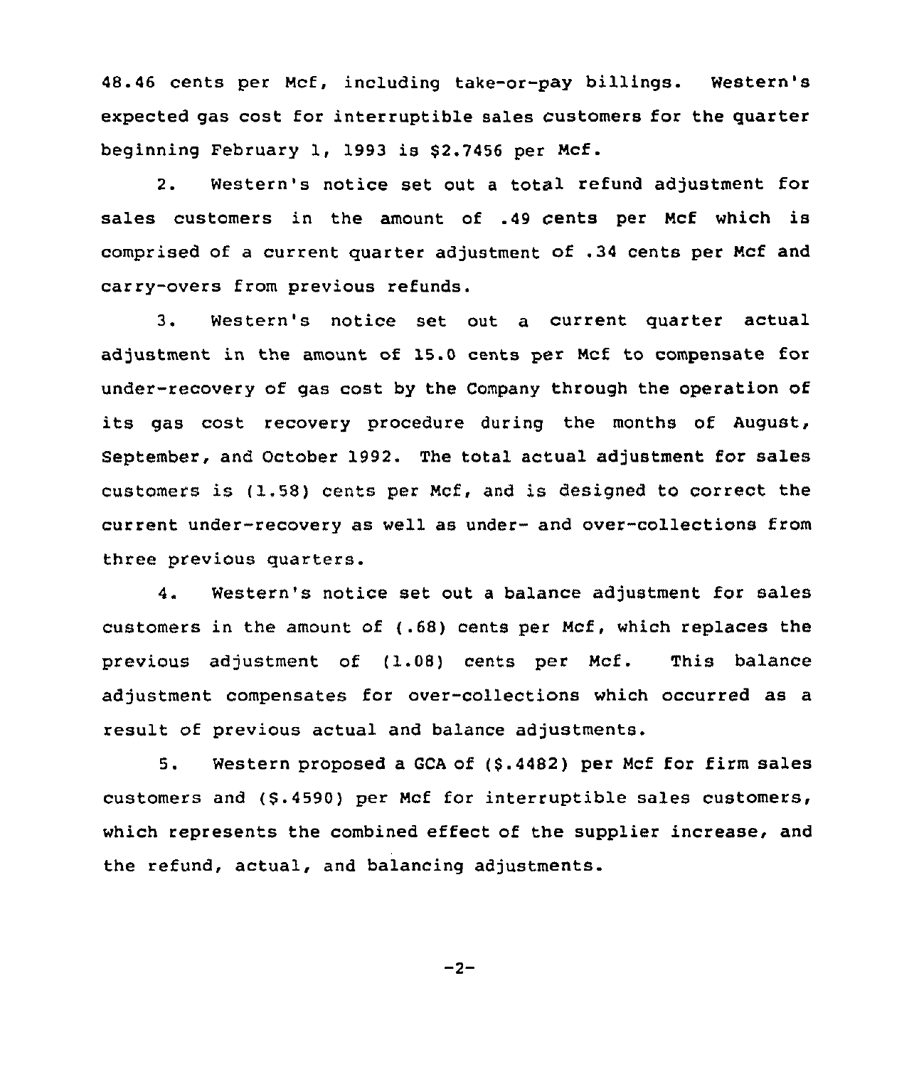48.46 cents per Mcf, including take-or-pay billings. Western's expected gas cost for interruptible sales customers for the quarter beginning February 1, 1993 is $2.7456 per Mcf.

2. Western's notice set out a total refund adjustment for sales customers in the amount of .49 cents per Mcf which is comprised of a current quarter adjustment of .34 cents per Mcf and carry-overs from previous refunds.

3. Western's notice set out a current quarter actual adjustment in the amount of 15.0 cents per Mcf to compensate for under-recovery of gas cost by the Company through the operation of its gas cost recovery procedure during the months of August, September, and October 1992. The total actual adjustment for sales customers is (1.58) cents per Mcf, and is designed to correct the current under-recovery as well as under- and over-collections from three previous quarters.

4. Western's notice set out a balance adjustment for sales customers in the amount of (.68) cents per Mcf, which replaces the previous adjustment of (1.08) cents per Mcf. This balance adjustment compensates for over-collections which occurred as a result of previous actual and balance adjustments.

5. Western proposed a GCA of ($.4482) per Mcf for firm sales customers and ($.4590) per Mcf for interruptible sales customers, which represents the combined effect of the supplier increase, and the refund, actual, and balancing adjustments.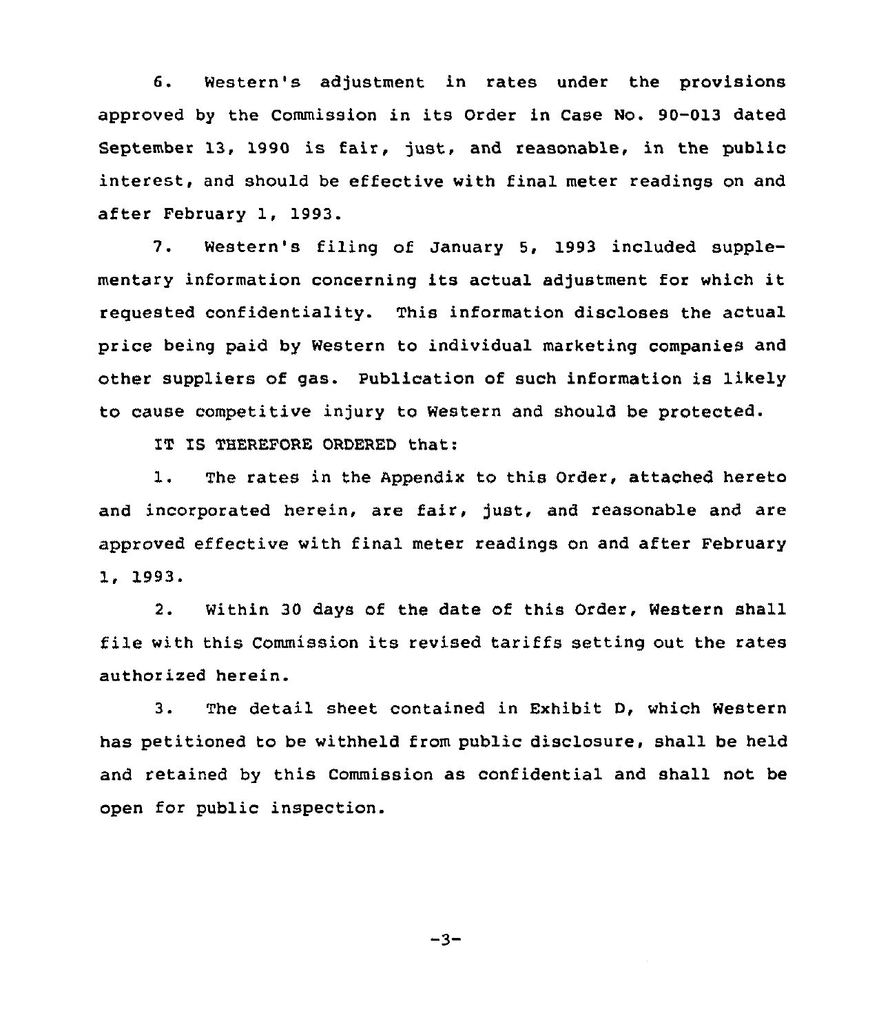6. Western's adjustment in rates under the provisions approved by the Commission in its Order in Case No. 90-013 dated September 13, 1990 is fair, just, and reasonable, in the public interest, and should be effective with final meter readings on and after February 1, 1993.

7. Western's filing of January 5, 1993 included supplementary information concerning its actual adjustment for which it requested confidentiality. This information discloses the actual price being paid by Western to individual marketing companies and other suppliers of gas. Publication of such information is likely to cause competitive injury to Western and should be protected.

IT IS THEREFORE ORDERED that:

1. The rates in the Appendix to this Order, attached hereto and incorporated herein, are fair, just, and reasonable and are approved effective with final meter readings on and after February 1, 1993.

2. Within 30 days of the date of this Order, Western shall file with this Commission its revised tariffs setting out the rates authorized herein.

3. The detail sheet contained in Exhibit D, which Western has petitioned to be withheld from public disclosure, shall be held and retained by this Commission as confidential and shall not be open for public inspection.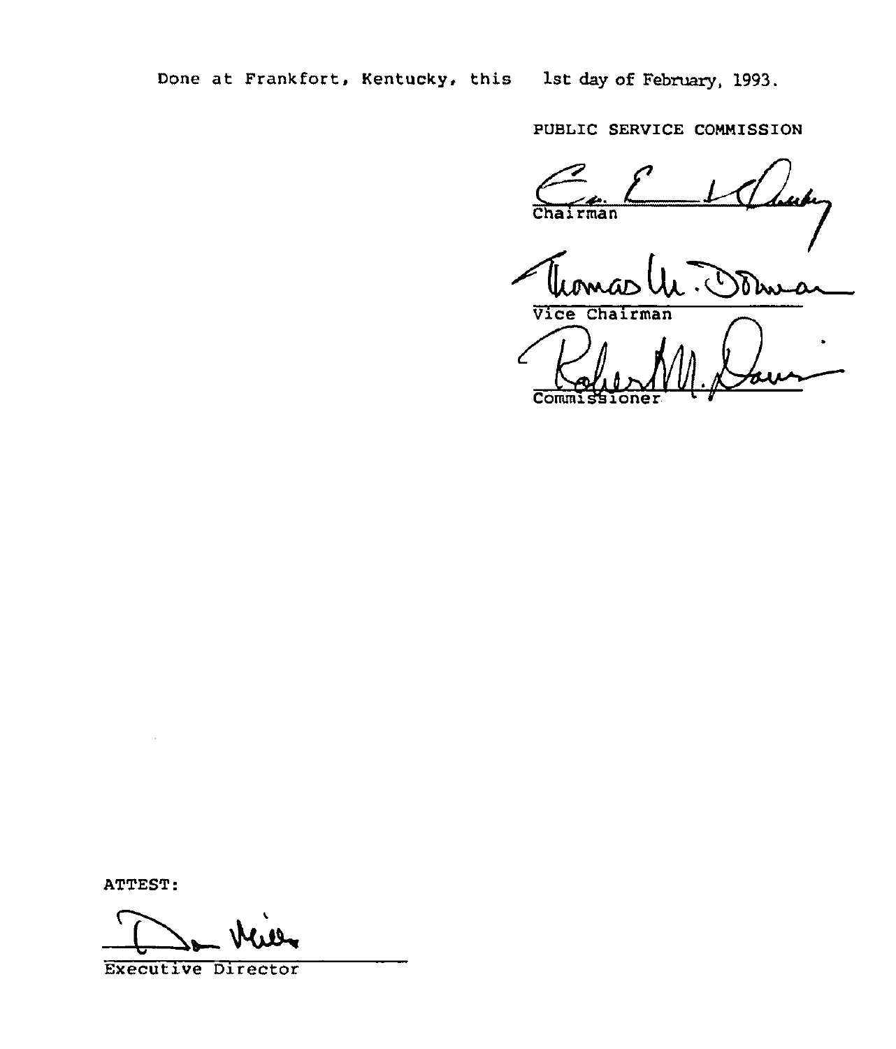Done at Frankfort, Kentucky, this 1st day of February, 1993.

PUBLIC SERVICE COMMISSION

Chairman

Vice Chairman

Commissioner

ATTEST:

Executive Director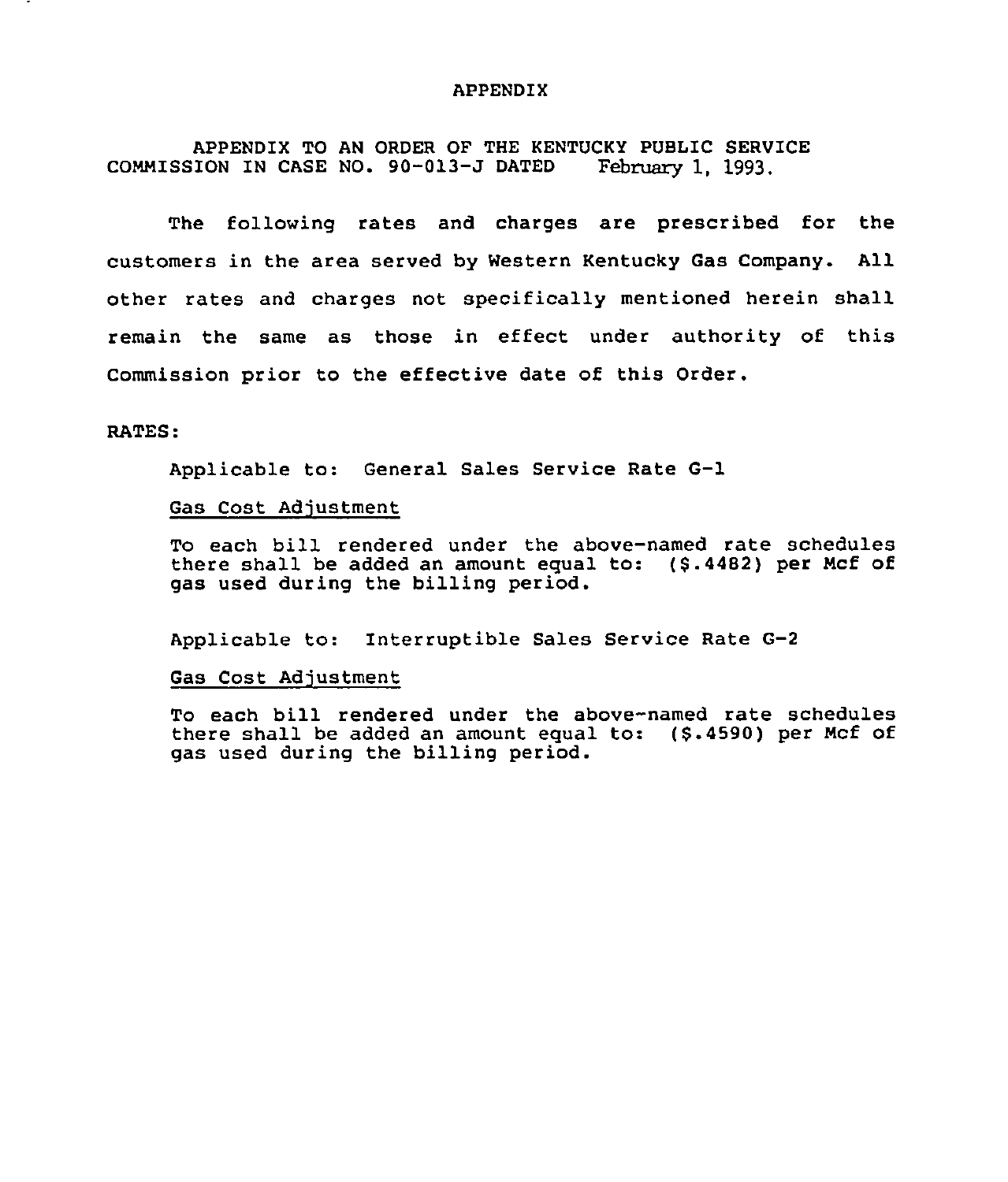# APPENDIX

APPENDIX TO AN ORDER OF THE KENTUCKY PUBLIC SERVICE COMMISSION IN CASE NO. 90-013-J DATED February 1, 1993.

The following rates and charges are prescribed for the customers in the area served by Western Kentucky Gas Company. All other rates and charges not specifically mentioned herein shall remain the same as those in effect under authority of this Commission prior to the effective date of this Order.

RATES:

Applicable to: General Sales Service Rate G-1

Gas Cost Adjustment

To each bill rendered under the above-named rate schedules there shall be added an amount equal to: ($.4482) per Mcf of gas used during the billing period.

Applicable to: Interruptible Sales Service Rate G-2

Gas Cost Adjustment

To each bill rendered under the above-named rate schedules there shall be added an amount equal to: ($.4590) per Mcf of gas used during the billing period.